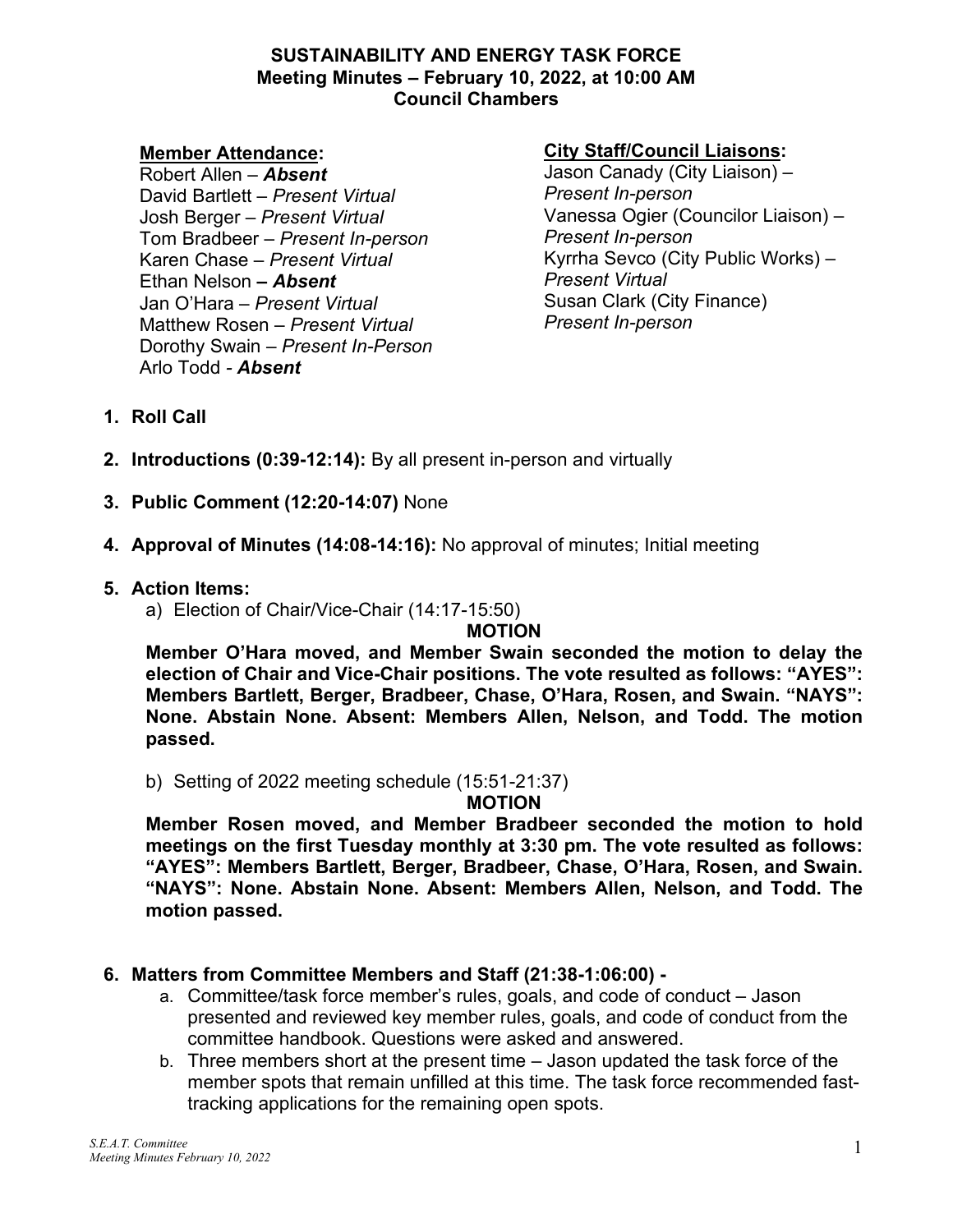# SUSTAINABILITY AND ENERGY TASK FORCE
## Meeting Minutes – February 10, 2022, at 10:00 AM
## Council Chambers

**Member Attendance:**

Robert Allen – ***Absent***
David Bartlett – *Present Virtual*
Josh Berger – *Present Virtual*
Tom Bradbeer – *Present In-person*
Karen Chase – *Present Virtual*
Ethan Nelson **–** ***Absent***
Jan O'Hara – *Present Virtual*
Matthew Rosen – *Present Virtual*
Dorothy Swain – *Present In-Person*
Arlo Todd - ***Absent***

**City Staff/Council Liaisons:**

Jason Canady (City Liaison) – *Present In-person*
Vanessa Ogier (Councilor Liaison) – *Present In-person*
Kyrrha Sevco (City Public Works) – *Present Virtual*
Susan Clark (City Finance) *Present In-person*

1. **Roll Call**

2. **Introductions (0:39-12:14):** By all present in-person and virtually

3. **Public Comment (12:20-14:07)** None

4. **Approval of Minutes (14:08-14:16):** No approval of minutes; Initial meeting

5. **Action Items:**

   a) Election of Chair/Vice-Chair (14:17-15:50)

   **MOTION**

   **Member O'Hara moved, and Member Swain seconded the motion to delay the election of Chair and Vice-Chair positions. The vote resulted as follows: "AYES": Members Bartlett, Berger, Bradbeer, Chase, O'Hara, Rosen, and Swain. "NAYS": None. Abstain None. Absent: Members Allen, Nelson, and Todd. The motion passed.**

   b) Setting of 2022 meeting schedule (15:51-21:37)

   **MOTION**

   **Member Rosen moved, and Member Bradbeer seconded the motion to hold meetings on the first Tuesday monthly at 3:30 pm. The vote resulted as follows: "AYES": Members Bartlett, Berger, Bradbeer, Chase, O'Hara, Rosen, and Swain. "NAYS": None. Abstain None. Absent: Members Allen, Nelson, and Todd. The motion passed.**

6. **Matters from Committee Members and Staff (21:38-1:06:00) -**

   a. Committee/task force member's rules, goals, and code of conduct – Jason presented and reviewed key member rules, goals, and code of conduct from the committee handbook. Questions were asked and answered.

   b. Three members short at the present time – Jason updated the task force of the member spots that remain unfilled at this time. The task force recommended fast-tracking applications for the remaining open spots.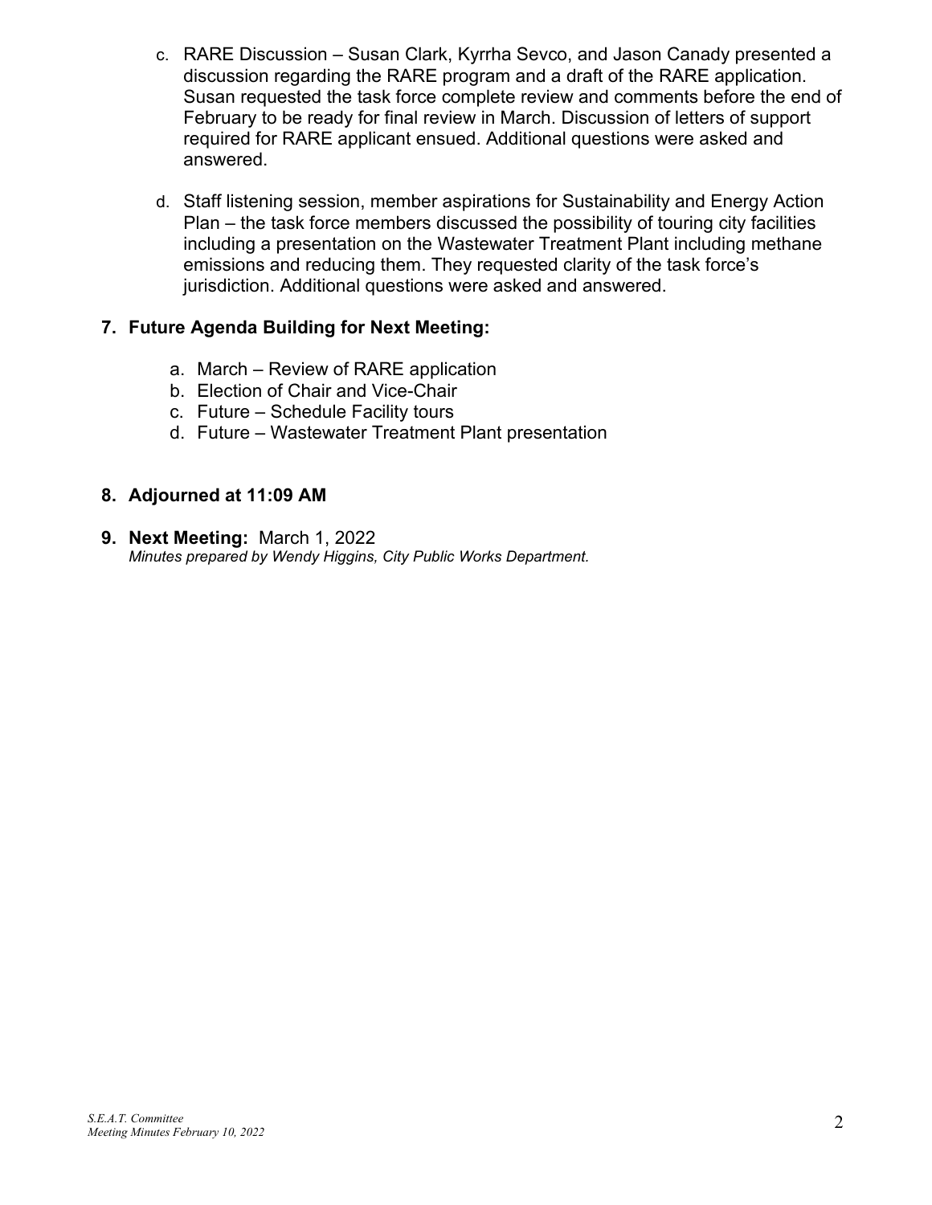c. RARE Discussion – Susan Clark, Kyrrha Sevco, and Jason Canady presented a discussion regarding the RARE program and a draft of the RARE application. Susan requested the task force complete review and comments before the end of February to be ready for final review in March. Discussion of letters of support required for RARE applicant ensued. Additional questions were asked and answered.

d. Staff listening session, member aspirations for Sustainability and Energy Action Plan – the task force members discussed the possibility of touring city facilities including a presentation on the Wastewater Treatment Plant including methane emissions and reducing them. They requested clarity of the task force's jurisdiction. Additional questions were asked and answered.

**7. Future Agenda Building for Next Meeting:**

a. March – Review of RARE application
b. Election of Chair and Vice-Chair
c. Future – Schedule Facility tours
d. Future – Wastewater Treatment Plant presentation

**8. Adjourned at 11:09 AM**

**9. Next Meeting:** March 1, 2022

*Minutes prepared by Wendy Higgins, City Public Works Department.*